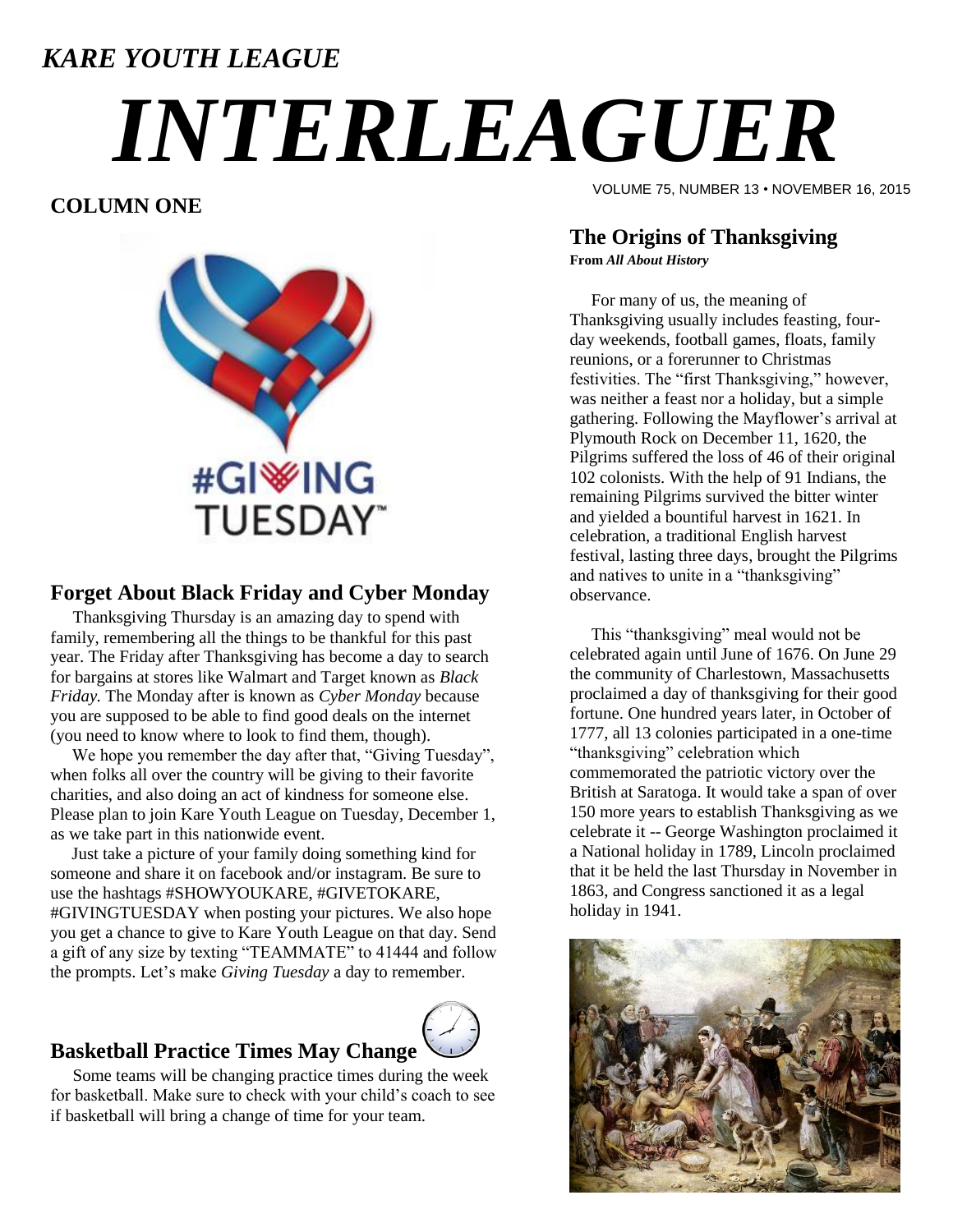*KARE YOUTH LEAGUE*

# *INTERLEAGUER*

VOLUME 75, NUMBER 13 • NOVEMBER 16, 2015

## COLUMN ONE

### Forget About Black Friday and Cyber Monday

Thanksgiving Thursday is an amazing day to spend with family, remembering all the things to be thankful for this past year. The Friday after Thanksgiving has become a day to search for bargains at stores like Walmart and Target known as *Black Friday.* The Monday after is known as *Cyber Monday* because you are supposed to be able to find good deals on the internet (you need to know where to look to find them, though).

We hope you remember the day after that, "Giving Tuesday", when folks all over the country will be giving to their favorite charities, and also doing an act of kindness for someone else. Please plan to join Kare Youth League on Tuesday, December 1, as we take part in this nationwide event.

Just take a picture of your family doing something kind for someone and share it on facebook and/or instagram. Be sure to use the hashtags #SHOWYOUKARE, #GIVETOKARE, #GIVINGTUESDAY when posting your pictures. We also hope you get a chance to give to Kare Youth League on that day. Send a gift of any size by texting "TEAMMATE" to 41444 and follow the prompts. Let's make *Giving Tuesday* a day to remember.

### Basketball Practice Times May Change

Some teams will be changing practice times during the week for basketball. Make sure to check with your child's coach to see if basketball will bring a change of time for your team.

### The Origins of Thanksgiving

**From *All About History***

For many of us, the meaning of Thanksgiving usually includes feasting, four-day weekends, football games, floats, family reunions, or a forerunner to Christmas festivities. The "first Thanksgiving," however, was neither a feast nor a holiday, but a simple gathering. Following the Mayflower's arrival at Plymouth Rock on December 11, 1620, the Pilgrims suffered the loss of 46 of their original 102 colonists. With the help of 91 Indians, the remaining Pilgrims survived the bitter winter and yielded a bountiful harvest in 1621. In celebration, a traditional English harvest festival, lasting three days, brought the Pilgrims and natives to unite in a "thanksgiving" observance.

This "thanksgiving" meal would not be celebrated again until June of 1676. On June 29 the community of Charlestown, Massachusetts proclaimed a day of thanksgiving for their good fortune. One hundred years later, in October of 1777, all 13 colonies participated in a one-time "thanksgiving" celebration which commemorated the patriotic victory over the British at Saratoga. It would take a span of over 150 more years to establish Thanksgiving as we celebrate it -- George Washington proclaimed it a National holiday in 1789, Lincoln proclaimed that it be held the last Thursday in November in 1863, and Congress sanctioned it as a legal holiday in 1941.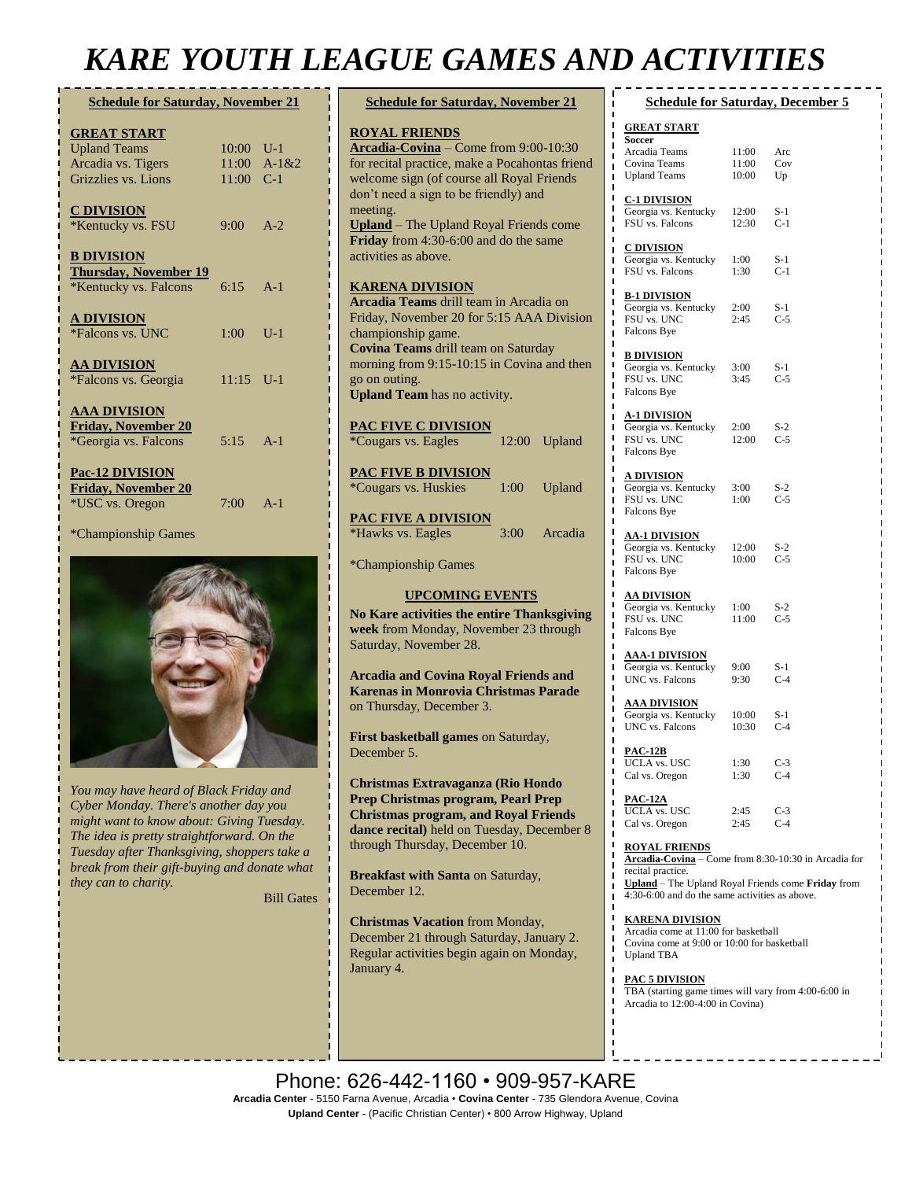# KARE YOUTH LEAGUE GAMES AND ACTIVITIES

**Schedule for Saturday, November 21**

**GREAT START**

| | | |
|---|---|---|
| Upland Teams | 10:00 | U-1 |
| Arcadia vs. Tigers | 11:00 | A-1&2 |
| Grizzlies vs. Lions | 11:00 | C-1 |

**C DIVISION**

| | | |
|---|---|---|
| *Kentucky vs. FSU | 9:00 | A-2 |

**B DIVISION**
**Thursday, November 19**

| | | |
|---|---|---|
| *Kentucky vs. Falcons | 6:15 | A-1 |

**A DIVISION**

| | | |
|---|---|---|
| *Falcons vs. UNC | 1:00 | U-1 |

**AA DIVISION**

| | | |
|---|---|---|
| *Falcons vs. Georgia | 11:15 | U-1 |

**AAA DIVISION**
**Friday, November 20**

| | | |
|---|---|---|
| *Georgia vs. Falcons | 5:15 | A-1 |

**Pac-12 DIVISION**
**Friday, November 20**

| | | |
|---|---|---|
| *USC vs. Oregon | 7:00 | A-1 |

*Championship Games

*You may have heard of Black Friday and Cyber Monday. There's another day you might want to know about: Giving Tuesday. The idea is pretty straightforward. On the Tuesday after Thanksgiving, shoppers take a break from their gift-buying and donate what they can to charity.*

Bill Gates

**Schedule for Saturday, November 21**

**ROYAL FRIENDS**

**Arcadia-Covina** – Come from 9:00-10:30 for recital practice, make a Pocahontas friend welcome sign (of course all Royal Friends don't need a sign to be friendly) and meeting.

**Upland** – The Upland Royal Friends come **Friday** from 4:30-6:00 and do the same activities as above.

**KARENA DIVISION**

**Arcadia Teams** drill team in Arcadia on Friday, November 20 for 5:15 AAA Division championship game.

**Covina Teams** drill team on Saturday morning from 9:15-10:15 in Covina and then go on outing.

**Upland Team** has no activity.

**PAC FIVE C DIVISION**

| | | |
|---|---|---|
| *Cougars vs. Eagles | 12:00 | Upland |

**PAC FIVE B DIVISION**

| | | |
|---|---|---|
| *Cougars vs. Huskies | 1:00 | Upland |

**PAC FIVE A DIVISION**

| | | |
|---|---|---|
| *Hawks vs. Eagles | 3:00 | Arcadia |

*Championship Games

**UPCOMING EVENTS**

**No Kare activities the entire Thanksgiving week** from Monday, November 23 through Saturday, November 28.

**Arcadia and Covina Royal Friends and Karenas in Monrovia Christmas Parade** on Thursday, December 3.

**First basketball games** on Saturday, December 5.

**Christmas Extravaganza (Rio Hondo Prep Christmas program, Pearl Prep Christmas program, and Royal Friends dance recital)** held on Tuesday, December 8 through Thursday, December 10.

**Breakfast with Santa** on Saturday, December 12.

**Christmas Vacation** from Monday, December 21 through Saturday, January 2. Regular activities begin again on Monday, January 4.

**Schedule for Saturday, December 5**

**GREAT START**
**Soccer**

| | | |
|---|---|---|
| Arcadia Teams | 11:00 | Arc |
| Covina Teams | 11:00 | Cov |
| Upland Teams | 10:00 | Up |

**C-1 DIVISION**

| | | |
|---|---|---|
| Georgia vs. Kentucky | 12:00 | S-1 |
| FSU vs. Falcons | 12:30 | C-1 |

**C DIVISION**

| | | |
|---|---|---|
| Georgia vs. Kentucky | 1:00 | S-1 |
| FSU vs. Falcons | 1:30 | C-1 |

**B-1 DIVISION**

| | | |
|---|---|---|
| Georgia vs. Kentucky | 2:00 | S-1 |
| FSU vs. UNC | 2:45 | C-5 |
| Falcons Bye | | |

**B DIVISION**

| | | |
|---|---|---|
| Georgia vs. Kentucky | 3:00 | S-1 |
| FSU vs. UNC | 3:45 | C-5 |
| Falcons Bye | | |

**A-1 DIVISION**

| | | |
|---|---|---|
| Georgia vs. Kentucky | 2:00 | S-2 |
| FSU vs. UNC | 12:00 | C-5 |
| Falcons Bye | | |

**A DIVISION**

| | | |
|---|---|---|
| Georgia vs. Kentucky | 3:00 | S-2 |
| FSU vs. UNC | 1:00 | C-5 |
| Falcons Bye | | |

**AA-1 DIVISION**

| | | |
|---|---|---|
| Georgia vs. Kentucky | 12:00 | S-2 |
| FSU vs. UNC | 10:00 | C-5 |
| Falcons Bye | | |

**AA DIVISION**

| | | |
|---|---|---|
| Georgia vs. Kentucky | 1:00 | S-2 |
| FSU vs. UNC | 11:00 | C-5 |
| Falcons Bye | | |

**AAA-1 DIVISION**

| | | |
|---|---|---|
| Georgia vs. Kentucky | 9:00 | S-1 |
| UNC vs. Falcons | 9:30 | C-4 |

**AAA DIVISION**

| | | |
|---|---|---|
| Georgia vs. Kentucky | 10:00 | S-1 |
| UNC vs. Falcons | 10:30 | C-4 |

**PAC-12B**

| | | |
|---|---|---|
| UCLA vs. USC | 1:30 | C-3 |
| Cal vs. Oregon | 1:30 | C-4 |

**PAC-12A**

| | | |
|---|---|---|
| UCLA vs. USC | 2:45 | C-3 |
| Cal vs. Oregon | 2:45 | C-4 |

**ROYAL FRIENDS**

**Arcadia-Covina** – Come from 8:30-10:30 in Arcadia for recital practice.

**Upland** – The Upland Royal Friends come **Friday** from 4:30-6:00 and do the same activities as above.

**KARENA DIVISION**

Arcadia come at 11:00 for basketball
Covina come at 9:00 or 10:00 for basketball
Upland TBA

**PAC 5 DIVISION**

TBA (starting game times will vary from 4:00-6:00 in Arcadia to 12:00-4:00 in Covina)

Phone: 626-442-1160 • 909-957-KARE

**Arcadia Center** - 5150 Farna Avenue, Arcadia • **Covina Center** - 735 Glendora Avenue, Covina
**Upland Center** - (Pacific Christian Center) • 800 Arrow Highway, Upland